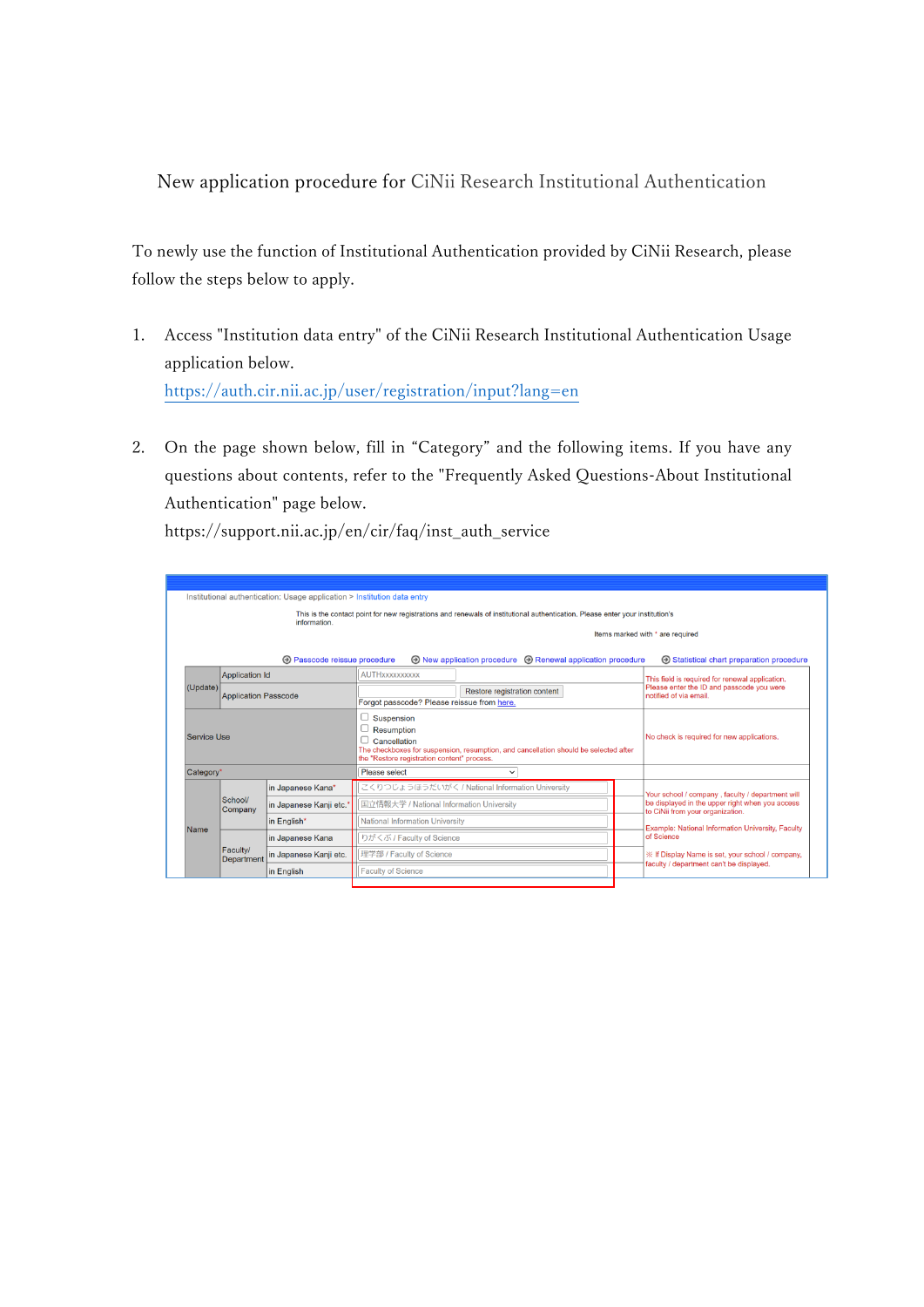# New application procedure for CiNii Research Institutional Authentication

To newly use the function of Institutional Authentication provided by CiNii Research, please follow the steps below to apply.

1. Access "Institution data entry" of the CiNii Research Institutional Authentication Usage application below.
   https://auth.cir.nii.ac.jp/user/registration/input?lang=en

2. On the page shown below, fill in "Category" and the following items. If you have any questions about contents, refer to the "Frequently Asked Questions-About Institutional Authentication" page below.
   https://support.nii.ac.jp/en/cir/faq/inst_auth_service

Institutional authentication: Usage application > Institution data entry

This is the contact point for new registrations and renewals of institutional authentication. Please enter your institution's information.

Items marked with * are required

Passcode reissue procedure | New application procedure | Renewal application procedure | Statistical chart preparation procedure

| | | | | |
|---|---|---|---|---|
| (Update) | Application Id | | AUTHxxxxxxxxxx | This field is required for renewal application. Please enter the ID and passcode you were notified of via email. |
| | Application Passcode | | Restore registration content<br>Forgot passcode? Please reissue from here. | |
| Service Use | | | ☐ Suspension<br>☐ Resumption<br>☐ Cancellation<br>The checkboxes for suspension, resumption, and cancellation should be selected after the "Restore registration content" process. | No check is required for new applications. |
| Category* | | | Please select | |
| Name | School/ Company | in Japanese Kana* | こくりつじょうほうだいがく / National Information University | Your school / company , faculty / department will be displayed in the upper right when you access to CiNii from your organization.<br>Example: National Information University, Faculty of Science<br>※ If Display Name is set, your school / company, faculty / department can't be displayed. |
| | | in Japanese Kanji etc.* | 国立情報大学 / National Information University | |
| | | in English* | National Information University | |
| | Faculty/ Department | in Japanese Kana | りがくぶ / Faculty of Science | |
| | | in Japanese Kanji etc. | 理学部 / Faculty of Science | |
| | | in English | Faculty of Science | |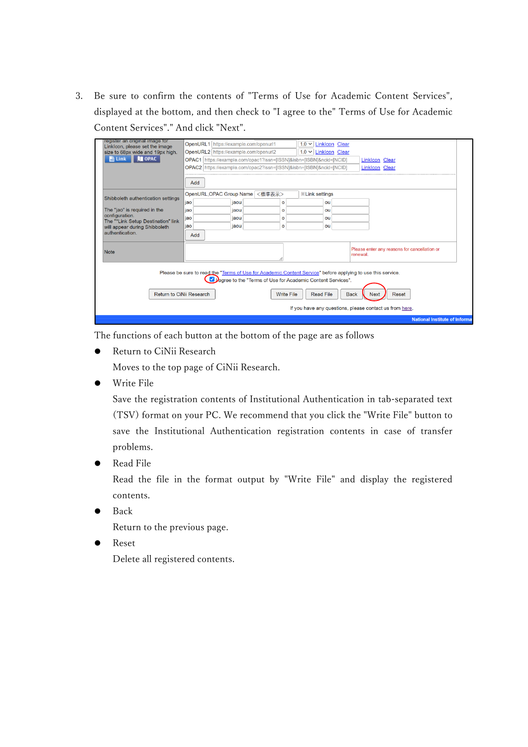3. Be sure to confirm the contents of "Terms of Use for Academic Content Services", displayed at the bottom, and then check to "I agree to the" Terms of Use for Academic Content Services"." And click "Next".

The functions of each button at the bottom of the page are as follows

- Return to CiNii Research

  Moves to the top page of CiNii Research.

- Write File

  Save the registration contents of Institutional Authentication in tab-separated text (TSV) format on your PC. We recommend that you click the "Write File" button to save the Institutional Authentication registration contents in case of transfer problems.

- Read File

  Read the file in the format output by "Write File" and display the registered contents.

- Back

  Return to the previous page.

- Reset

  Delete all registered contents.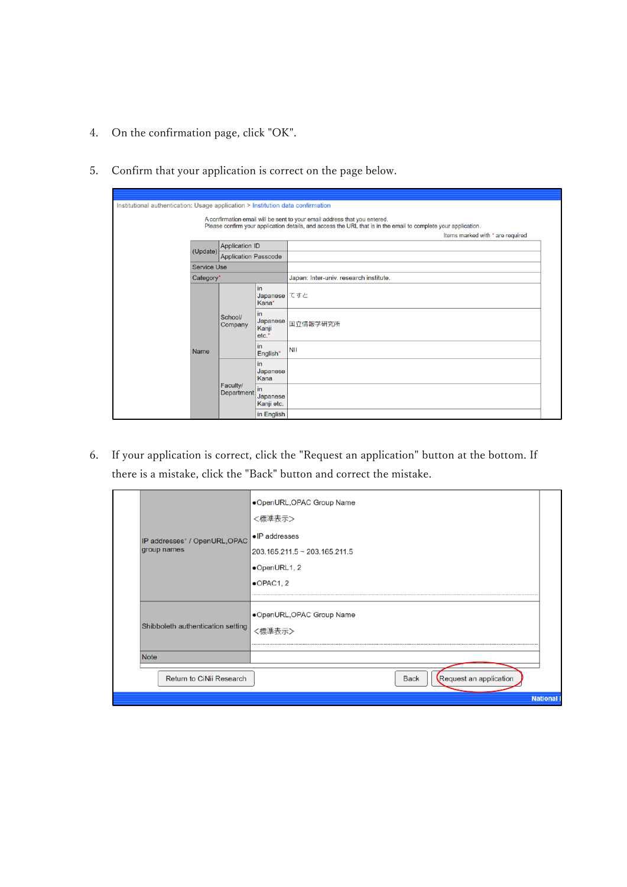4. On the confirmation page, click "OK".

5. Confirm that your application is correct on the page below.

Institutional authentication: Usage application > Institution data confirmation

A confirmation email will be sent to your email address that you entered.
Please confirm your application details, and access the URL that is in the email to complete your application.

Items marked with * are required

| | | | |
|---|---|---|---|
| (Update) | Application ID | | |
| | Application Passcode | | |
| Service Use | | | |
| Category* | | | Japan: Inter-univ. research institute. |
| Name | School/ Company | in Japanese Kana* | てすと |
| | | in Japanese Kanji etc.* | 国立情報学研究所 |
| | | in English* | NII |
| | Faculty/ Department | in Japanese Kana | |
| | | in Japanese Kanji etc. | |
| | | in English | |

6. If your application is correct, click the "Request an application" button at the bottom. If there is a mistake, click the "Back" button and correct the mistake.

| | |
|---|---|
| IP addresses* / OpenURL,OPAC group names | ●OpenURL,OPAC Group Name<br><標準表示><br>●IP addresses<br>203.165.211.5 ~ 203.165.211.5<br>●OpenURL1, 2<br>●OPAC1, 2 |
| Shibboleth authentication setting | ●OpenURL,OPAC Group Name<br><標準表示> |
| Note | |

Return to CiNii Research | Back | Request an application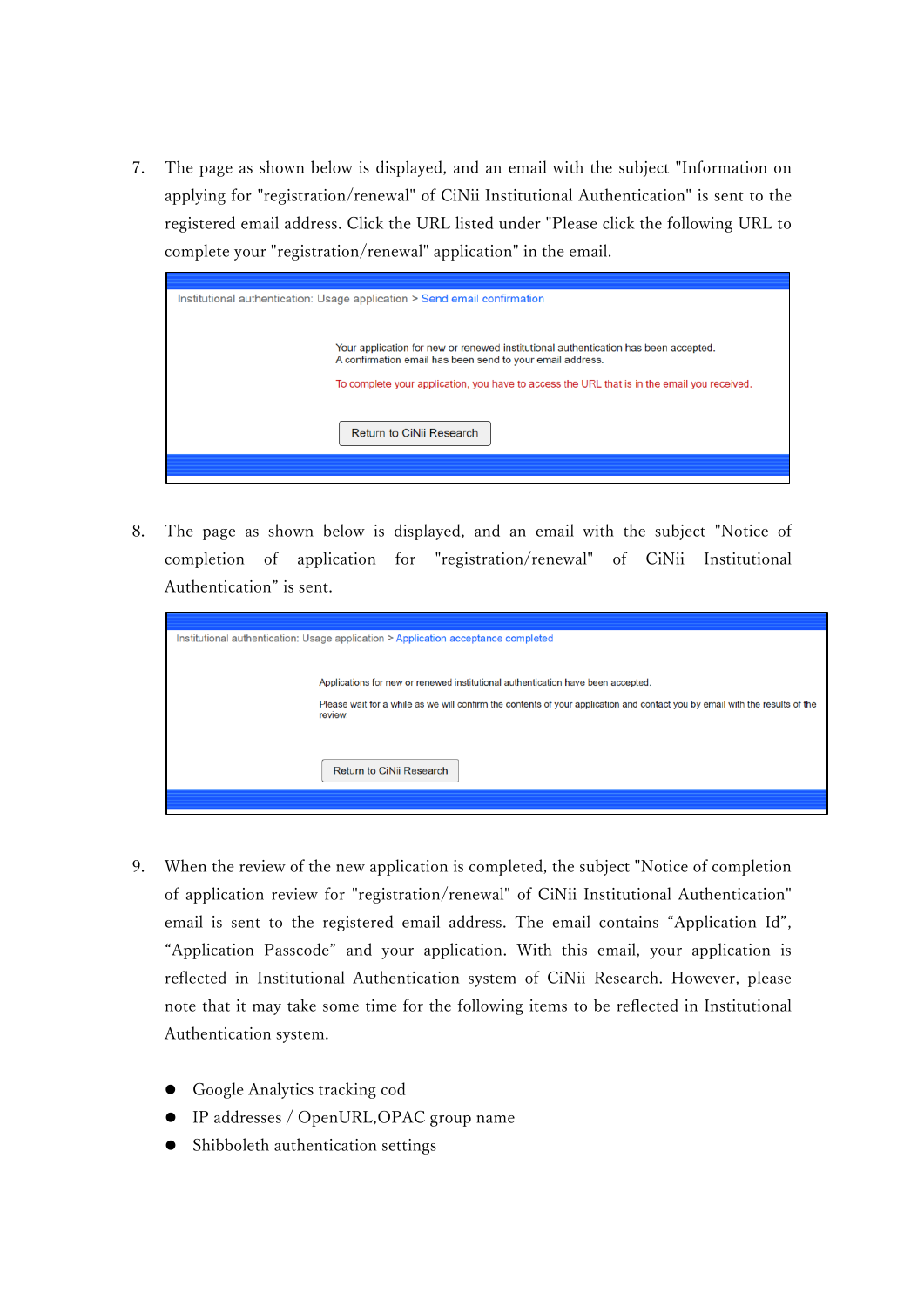7. The page as shown below is displayed, and an email with the subject "Information on applying for "registration/renewal" of CiNii Institutional Authentication" is sent to the registered email address. Click the URL listed under "Please click the following URL to complete your "registration/renewal" application" in the email.

Institutional authentication: Usage application > Send email confirmation

Your application for new or renewed institutional authentication has been accepted.
A confirmation email has been send to your email address.

To complete your application, you have to access the URL that is in the email you received.

Return to CiNii Research

8. The page as shown below is displayed, and an email with the subject "Notice of completion of application for "registration/renewal" of CiNii Institutional Authentication" is sent.

Institutional authentication: Usage application > Application acceptance completed

Applications for new or renewed institutional authentication have been accepted.

Please wait for a while as we will confirm the contents of your application and contact you by email with the results of the review.

Return to CiNii Research

9. When the review of the new application is completed, the subject "Notice of completion of application review for "registration/renewal" of CiNii Institutional Authentication" email is sent to the registered email address. The email contains "Application Id", "Application Passcode" and your application. With this email, your application is reflected in Institutional Authentication system of CiNii Research. However, please note that it may take some time for the following items to be reflected in Institutional Authentication system.

- Google Analytics tracking cod
- IP addresses / OpenURL,OPAC group name
- Shibboleth authentication settings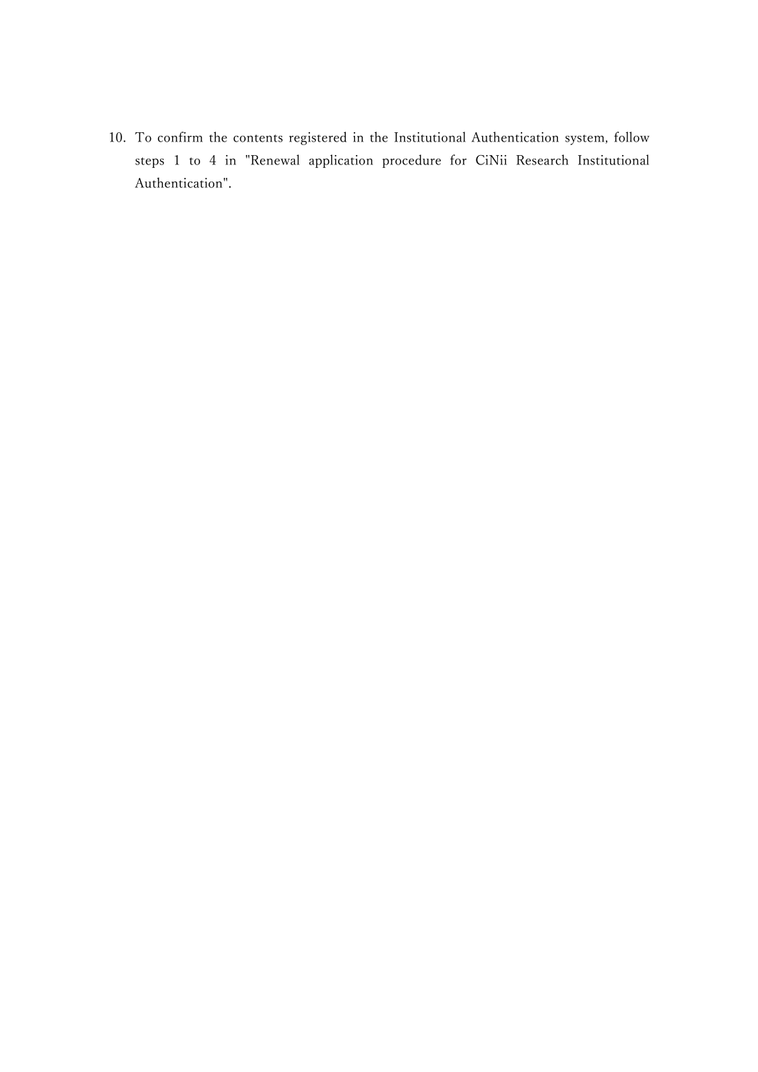10. To confirm the contents registered in the Institutional Authentication system, follow steps 1 to 4 in "Renewal application procedure for CiNii Research Institutional Authentication".